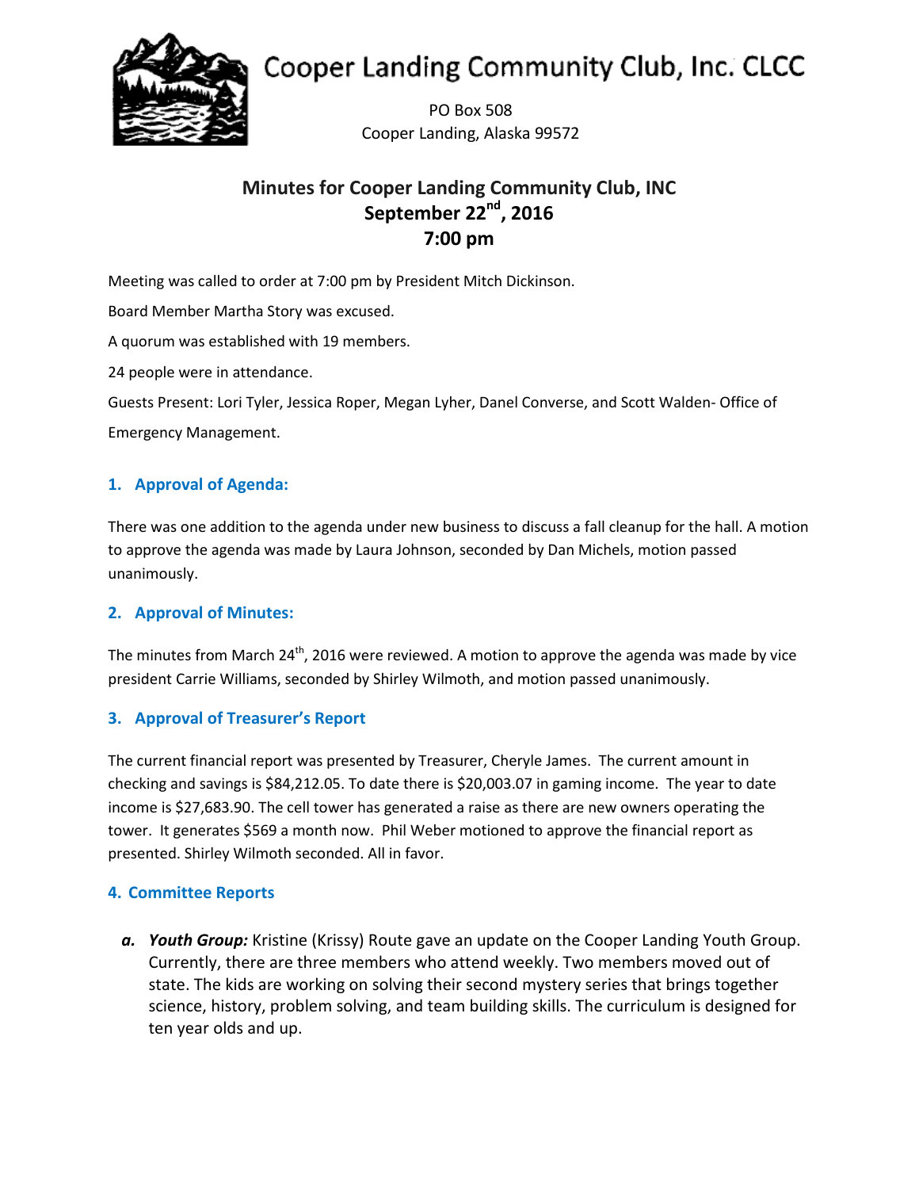# Cooper Landing Community Club, Inc. CLCC

PO Box 508
Cooper Landing, Alaska 99572

## Minutes for Cooper Landing Community Club, INC
## September 22nd, 2016
## 7:00 pm

Meeting was called to order at 7:00 pm by President Mitch Dickinson.

Board Member Martha Story was excused.

A quorum was established with 19 members.

24 people were in attendance.

Guests Present: Lori Tyler, Jessica Roper, Megan Lyher, Danel Converse, and Scott Walden- Office of Emergency Management.

### 1. Approval of Agenda:

There was one addition to the agenda under new business to discuss a fall cleanup for the hall. A motion to approve the agenda was made by Laura Johnson, seconded by Dan Michels, motion passed unanimously.

### 2. Approval of Minutes:

The minutes from March 24th, 2016 were reviewed. A motion to approve the agenda was made by vice president Carrie Williams, seconded by Shirley Wilmoth, and motion passed unanimously.

### 3. Approval of Treasurer's Report

The current financial report was presented by Treasurer, Cheryle James. The current amount in checking and savings is $84,212.05. To date there is $20,003.07 in gaming income. The year to date income is $27,683.90. The cell tower has generated a raise as there are new owners operating the tower. It generates $569 a month now. Phil Weber motioned to approve the financial report as presented. Shirley Wilmoth seconded. All in favor.

### 4. Committee Reports

a. ***Youth Group:*** Kristine (Krissy) Route gave an update on the Cooper Landing Youth Group. Currently, there are three members who attend weekly. Two members moved out of state. The kids are working on solving their second mystery series that brings together science, history, problem solving, and team building skills. The curriculum is designed for ten year olds and up.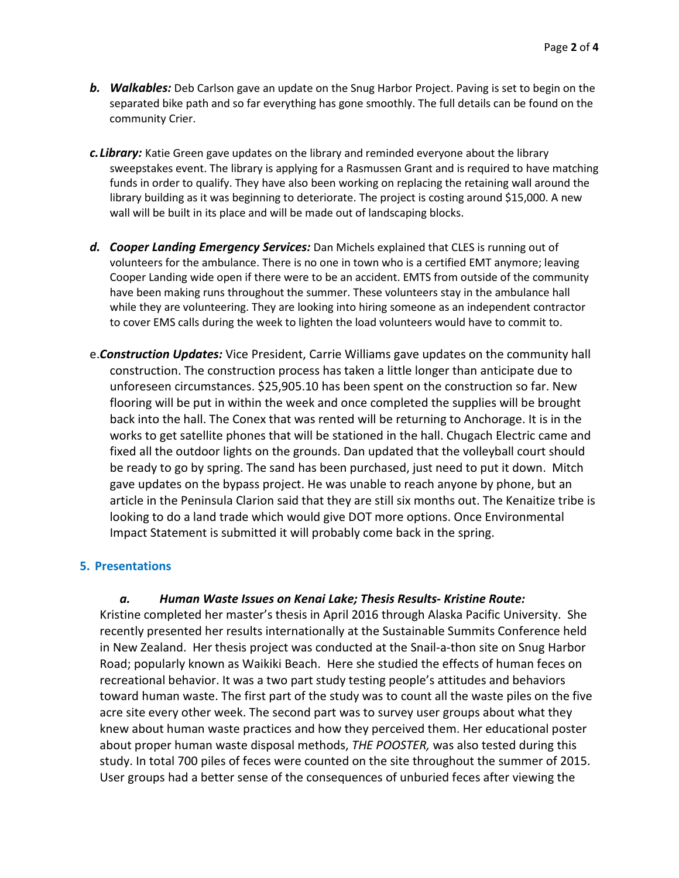- ***b. Walkables:*** Deb Carlson gave an update on the Snug Harbor Project. Paving is set to begin on the separated bike path and so far everything has gone smoothly. The full details can be found on the community Crier.

- ***c. Library:*** Katie Green gave updates on the library and reminded everyone about the library sweepstakes event. The library is applying for a Rasmussen Grant and is required to have matching funds in order to qualify. They have also been working on replacing the retaining wall around the library building as it was beginning to deteriorate. The project is costing around $15,000. A new wall will be built in its place and will be made out of landscaping blocks.

- ***d. Cooper Landing Emergency Services:*** Dan Michels explained that CLES is running out of volunteers for the ambulance. There is no one in town who is a certified EMT anymore; leaving Cooper Landing wide open if there were to be an accident. EMTS from outside of the community have been making runs throughout the summer. These volunteers stay in the ambulance hall while they are volunteering. They are looking into hiring someone as an independent contractor to cover EMS calls during the week to lighten the load volunteers would have to commit to.

- e.***Construction Updates:*** Vice President, Carrie Williams gave updates on the community hall construction. The construction process has taken a little longer than anticipate due to unforeseen circumstances. $25,905.10 has been spent on the construction so far. New flooring will be put in within the week and once completed the supplies will be brought back into the hall. The Conex that was rented will be returning to Anchorage. It is in the works to get satellite phones that will be stationed in the hall. Chugach Electric came and fixed all the outdoor lights on the grounds. Dan updated that the volleyball court should be ready to go by spring. The sand has been purchased, just need to put it down. Mitch gave updates on the bypass project. He was unable to reach anyone by phone, but an article in the Peninsula Clarion said that they are still six months out. The Kenaitize tribe is looking to do a land trade which would give DOT more options. Once Environmental Impact Statement is submitted it will probably come back in the spring.

## 5. Presentations

***a. Human Waste Issues on Kenai Lake; Thesis Results- Kristine Route:***

Kristine completed her master's thesis in April 2016 through Alaska Pacific University. She recently presented her results internationally at the Sustainable Summits Conference held in New Zealand. Her thesis project was conducted at the Snail-a-thon site on Snug Harbor Road; popularly known as Waikiki Beach. Here she studied the effects of human feces on recreational behavior. It was a two part study testing people's attitudes and behaviors toward human waste. The first part of the study was to count all the waste piles on the five acre site every other week. The second part was to survey user groups about what they knew about human waste practices and how they perceived them. Her educational poster about proper human waste disposal methods, *THE POOSTER,* was also tested during this study. In total 700 piles of feces were counted on the site throughout the summer of 2015. User groups had a better sense of the consequences of unburied feces after viewing the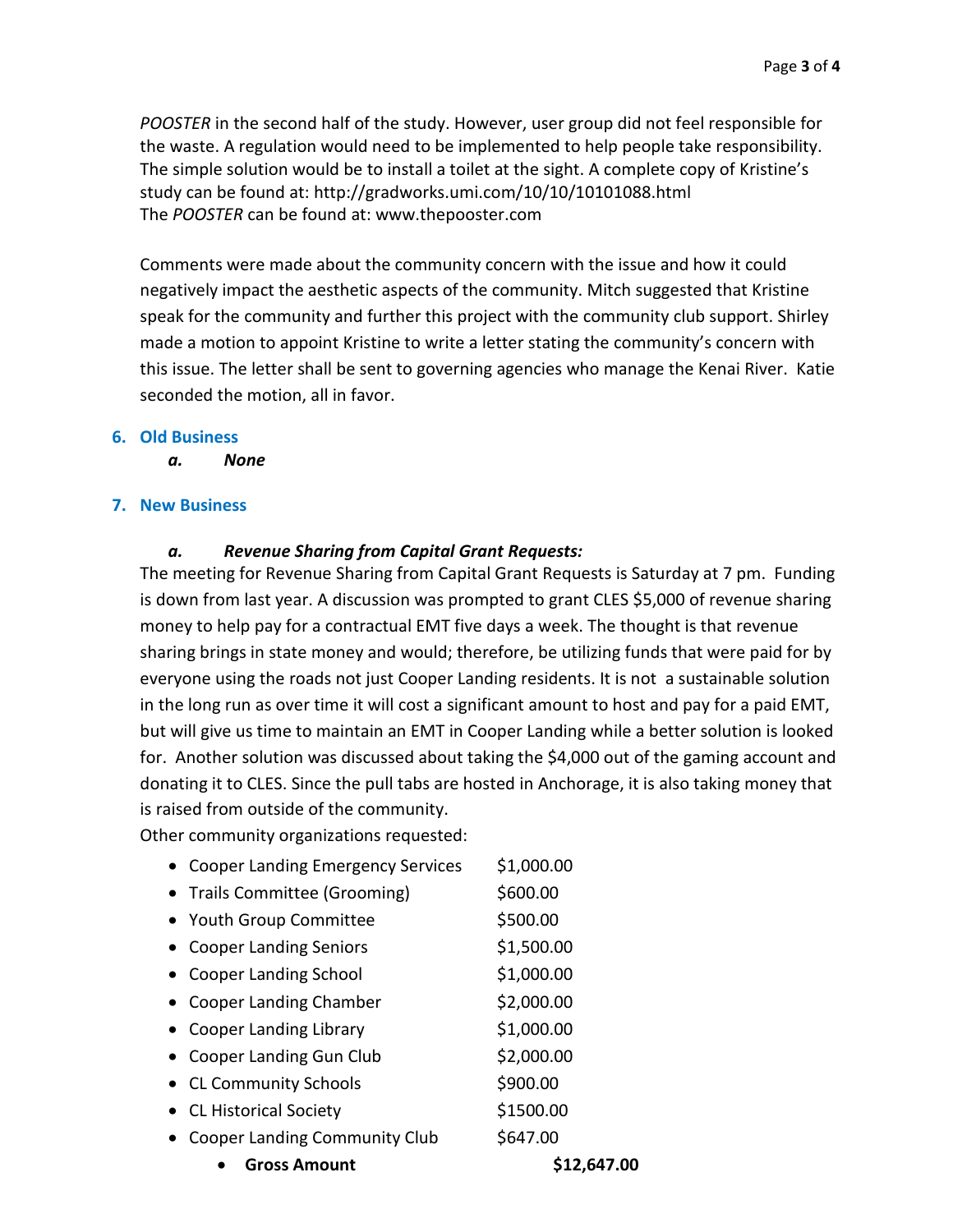*POOSTER* in the second half of the study. However, user group did not feel responsible for the waste. A regulation would need to be implemented to help people take responsibility. The simple solution would be to install a toilet at the sight. A complete copy of Kristine's study can be found at: http://gradworks.umi.com/10/10/10101088.html
The *POOSTER* can be found at: www.thepooster.com

Comments were made about the community concern with the issue and how it could negatively impact the aesthetic aspects of the community. Mitch suggested that Kristine speak for the community and further this project with the community club support. Shirley made a motion to appoint Kristine to write a letter stating the community's concern with this issue. The letter shall be sent to governing agencies who manage the Kenai River. Katie seconded the motion, all in favor.

## 6. Old Business

***a. None***

## 7. New Business

### *a. Revenue Sharing from Capital Grant Requests:*

The meeting for Revenue Sharing from Capital Grant Requests is Saturday at 7 pm. Funding is down from last year. A discussion was prompted to grant CLES $5,000 of revenue sharing money to help pay for a contractual EMT five days a week. The thought is that revenue sharing brings in state money and would; therefore, be utilizing funds that were paid for by everyone using the roads not just Cooper Landing residents. It is not a sustainable solution in the long run as over time it will cost a significant amount to host and pay for a paid EMT, but will give us time to maintain an EMT in Cooper Landing while a better solution is looked for. Another solution was discussed about taking the $4,000 out of the gaming account and donating it to CLES. Since the pull tabs are hosted in Anchorage, it is also taking money that is raised from outside of the community.

Other community organizations requested:

- Cooper Landing Emergency Services $1,000.00
- Trails Committee (Grooming) $600.00
- Youth Group Committee $500.00
- Cooper Landing Seniors $1,500.00
- Cooper Landing School $1,000.00
- Cooper Landing Chamber $2,000.00
- Cooper Landing Library $1,000.00
- Cooper Landing Gun Club $2,000.00
- CL Community Schools $900.00
- CL Historical Society $1500.00
- Cooper Landing Community Club $647.00
    - **Gross Amount** **$12,647.00**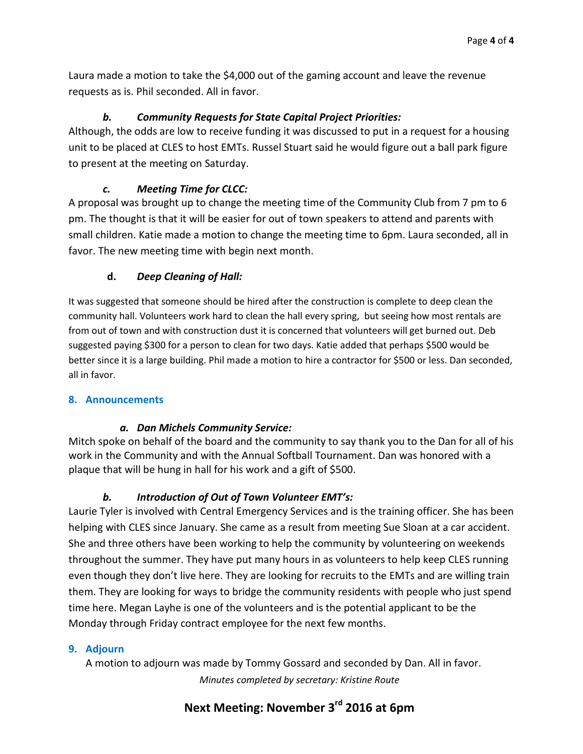Laura made a motion to take the $4,000 out of the gaming account and leave the revenue requests as is. Phil seconded. All in favor.

### *b. Community Requests for State Capital Project Priorities:*

Although, the odds are low to receive funding it was discussed to put in a request for a housing unit to be placed at CLES to host EMTs. Russel Stuart said he would figure out a ball park figure to present at the meeting on Saturday.

### *c. Meeting Time for CLCC:*

A proposal was brought up to change the meeting time of the Community Club from 7 pm to 6 pm. The thought is that it will be easier for out of town speakers to attend and parents with small children. Katie made a motion to change the meeting time to 6pm. Laura seconded, all in favor. The new meeting time with begin next month.

### **d.** *Deep Cleaning of Hall:*

It was suggested that someone should be hired after the construction is complete to deep clean the community hall. Volunteers work hard to clean the hall every spring, but seeing how most rentals are from out of town and with construction dust it is concerned that volunteers will get burned out. Deb suggested paying $300 for a person to clean for two days. Katie added that perhaps $500 would be better since it is a large building. Phil made a motion to hire a contractor for $500 or less. Dan seconded, all in favor.

## 8. Announcements

### *a. Dan Michels Community Service:*

Mitch spoke on behalf of the board and the community to say thank you to the Dan for all of his work in the Community and with the Annual Softball Tournament. Dan was honored with a plaque that will be hung in hall for his work and a gift of $500.

### *b. Introduction of Out of Town Volunteer EMT's:*

Laurie Tyler is involved with Central Emergency Services and is the training officer. She has been helping with CLES since January. She came as a result from meeting Sue Sloan at a car accident. She and three others have been working to help the community by volunteering on weekends throughout the summer. They have put many hours in as volunteers to help keep CLES running even though they don't live here. They are looking for recruits to the EMTs and are willing train them. They are looking for ways to bridge the community residents with people who just spend time here. Megan Layhe is one of the volunteers and is the potential applicant to be the Monday through Friday contract employee for the next few months.

## 9. Adjourn

A motion to adjourn was made by Tommy Gossard and seconded by Dan. All in favor.

*Minutes completed by secretary: Kristine Route*

**Next Meeting: November 3rd 2016 at 6pm**